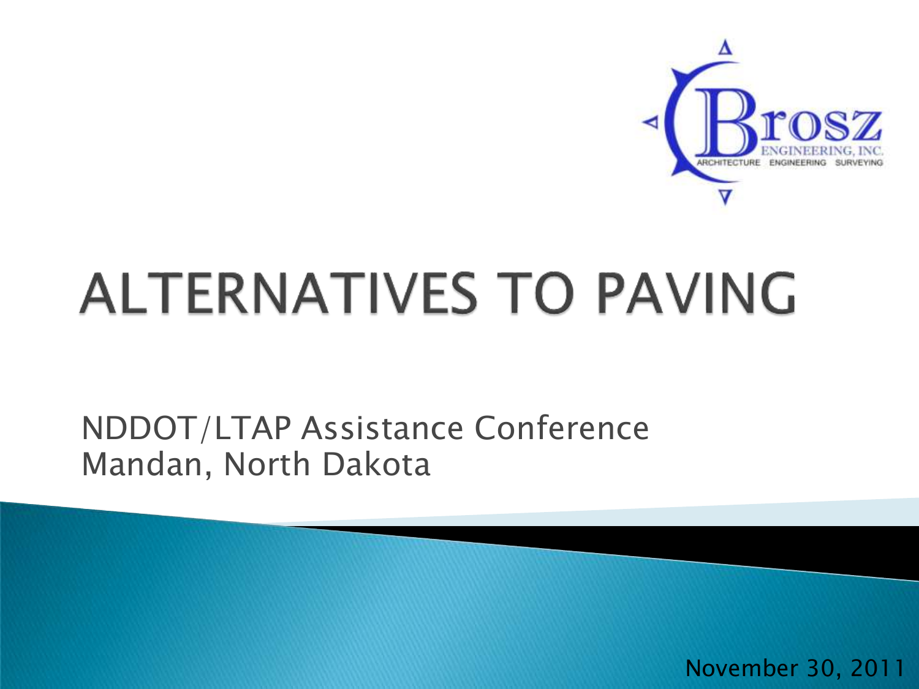Brosz Engineering, Inc.
Architecture Engineering Surveying

# ALTERNATIVES TO PAVING

NDDOT/LTAP Assistance Conference
Mandan, North Dakota

November 30, 2011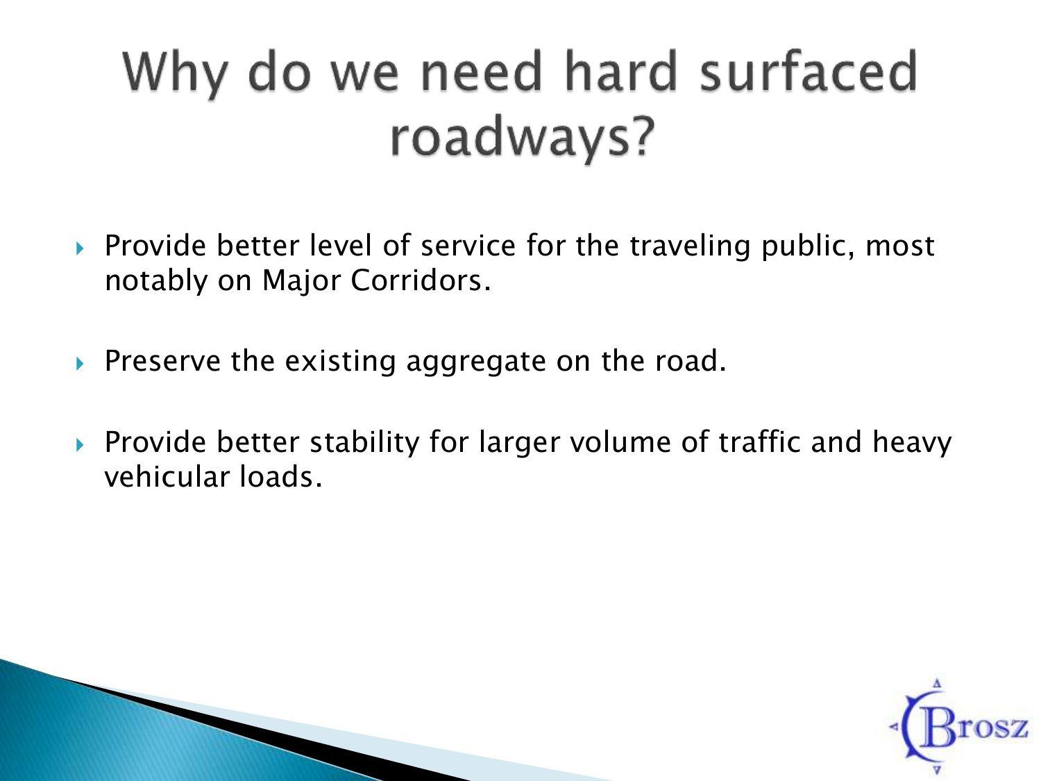# Why do we need hard surfaced roadways?

- Provide better level of service for the traveling public, most notably on Major Corridors.
- Preserve the existing aggregate on the road.
- Provide better stability for larger volume of traffic and heavy vehicular loads.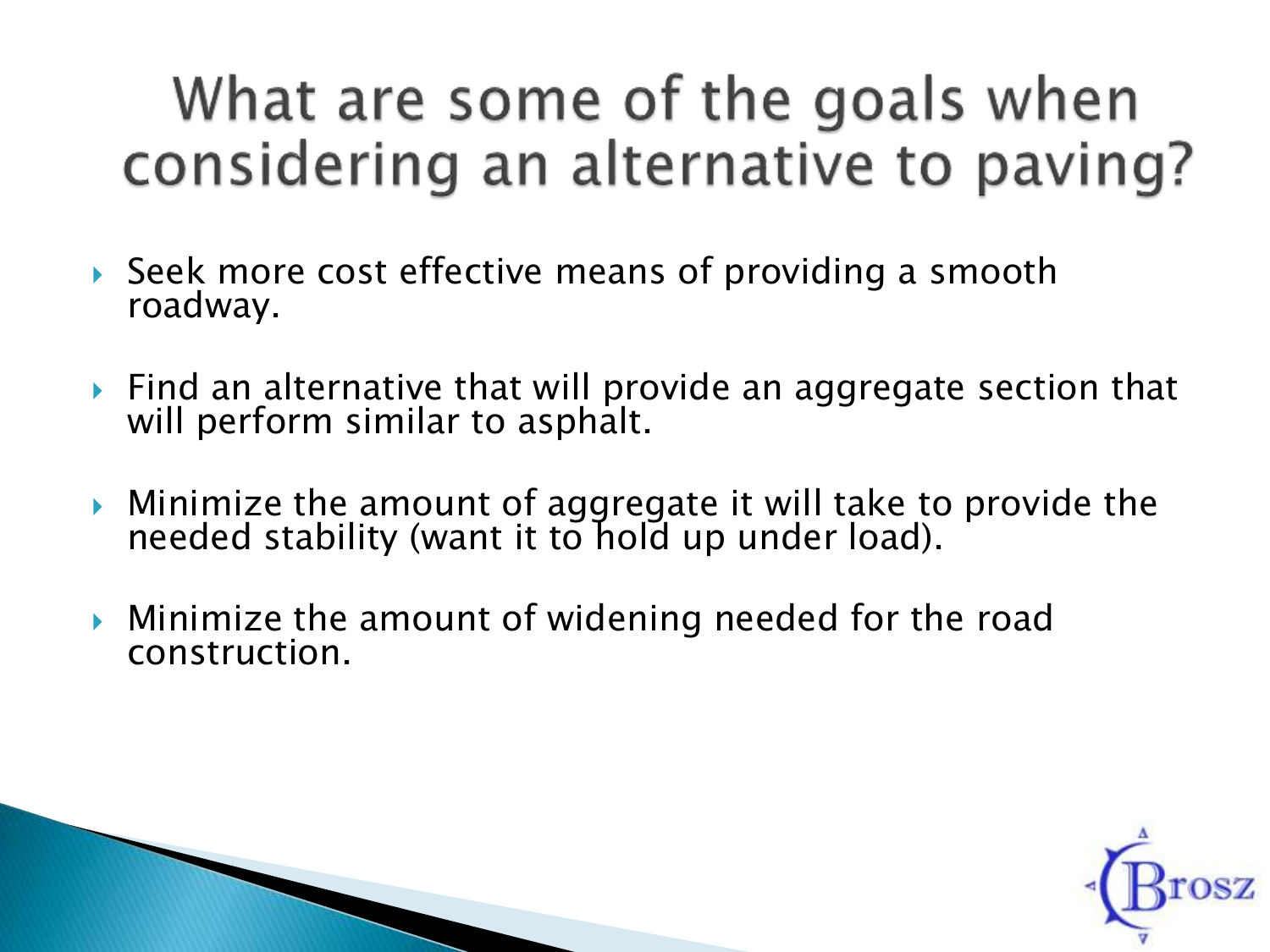# What are some of the goals when considering an alternative to paving?

- Seek more cost effective means of providing a smooth roadway.
- Find an alternative that will provide an aggregate section that will perform similar to asphalt.
- Minimize the amount of aggregate it will take to provide the needed stability (want it to hold up under load).
- Minimize the amount of widening needed for the road construction.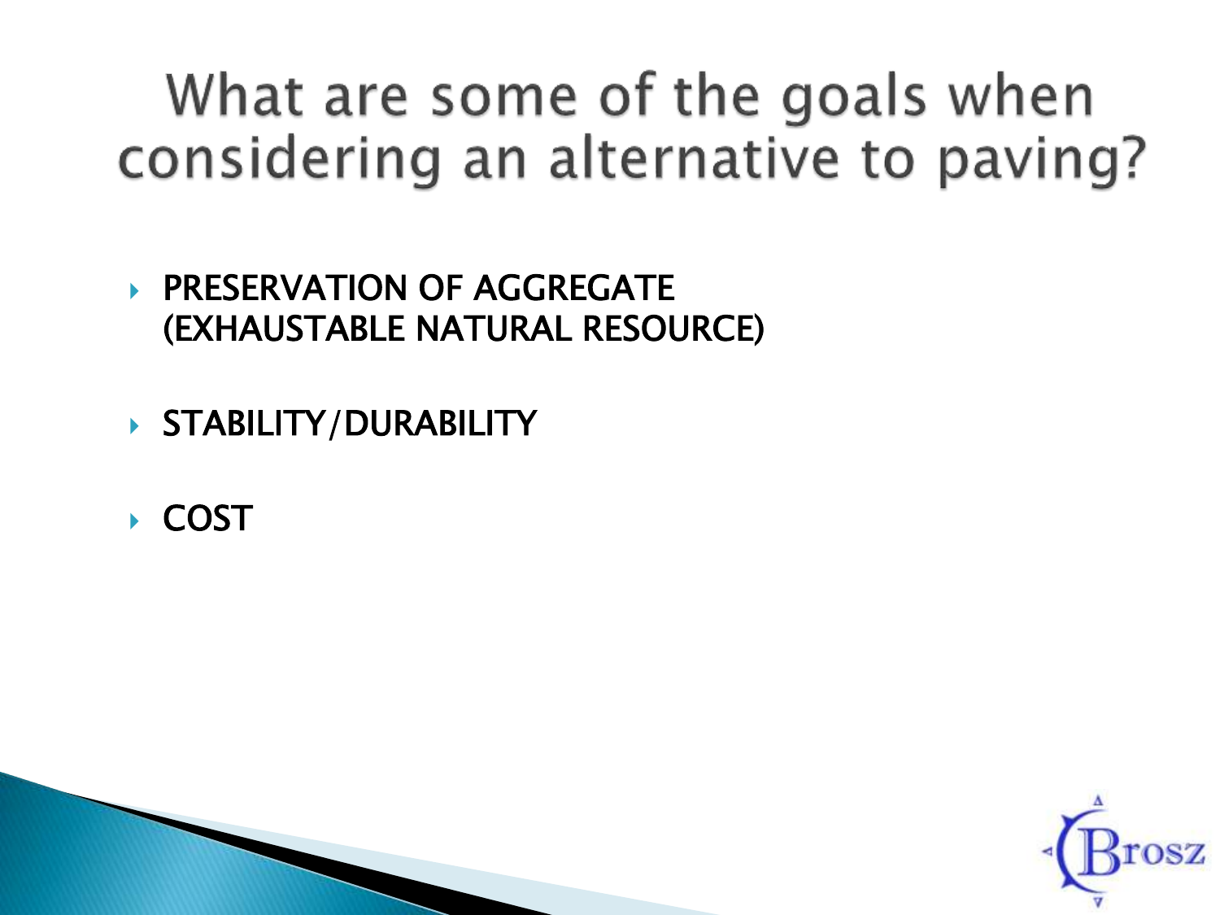# What are some of the goals when considering an alternative to paving?

- PRESERVATION OF AGGREGATE (EXHAUSTABLE NATURAL RESOURCE)
- STABILITY/DURABILITY
- COST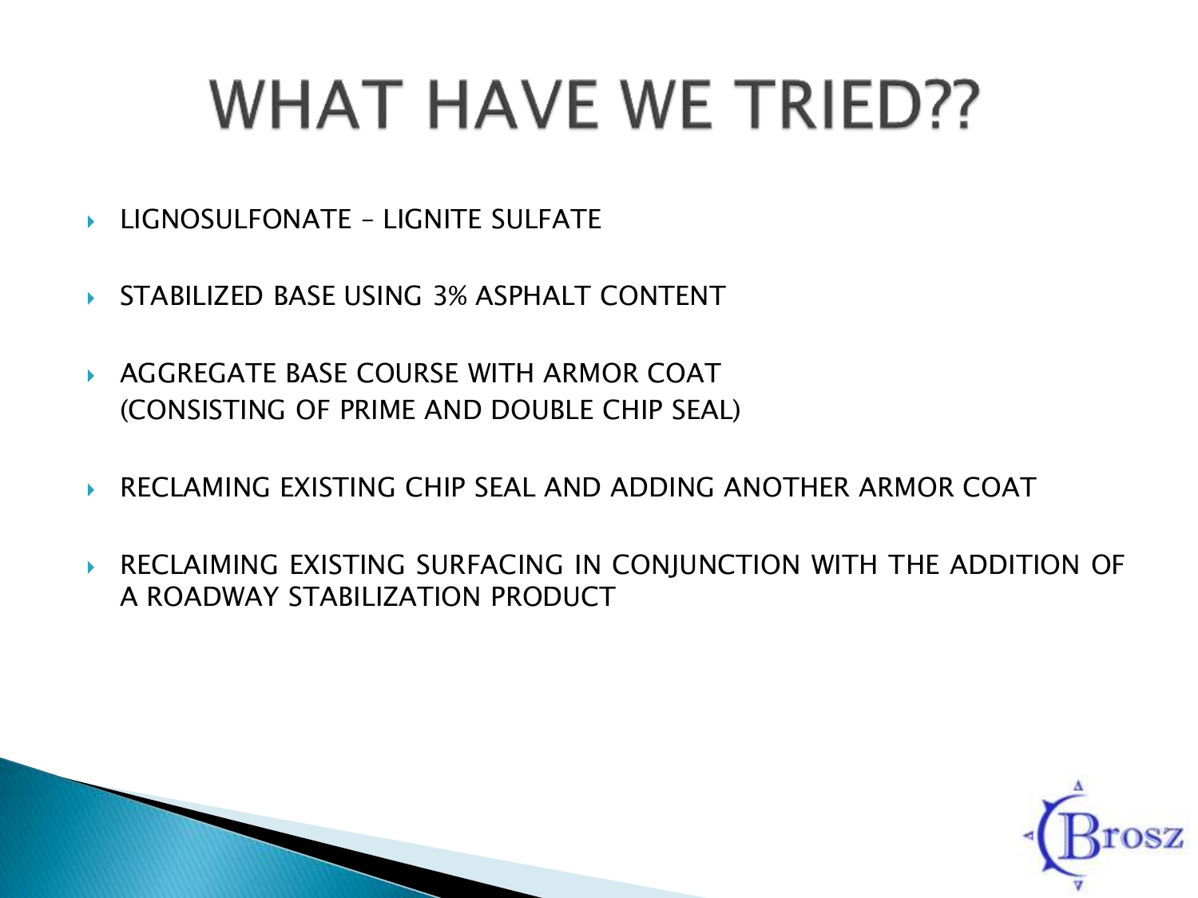# WHAT HAVE WE TRIED??

- LIGNOSULFONATE – LIGNITE SULFATE
- STABILIZED BASE USING 3% ASPHALT CONTENT
- AGGREGATE BASE COURSE WITH ARMOR COAT (CONSISTING OF PRIME AND DOUBLE CHIP SEAL)
- RECLAMING EXISTING CHIP SEAL AND ADDING ANOTHER ARMOR COAT
- RECLAIMING EXISTING SURFACING IN CONJUNCTION WITH THE ADDITION OF A ROADWAY STABILIZATION PRODUCT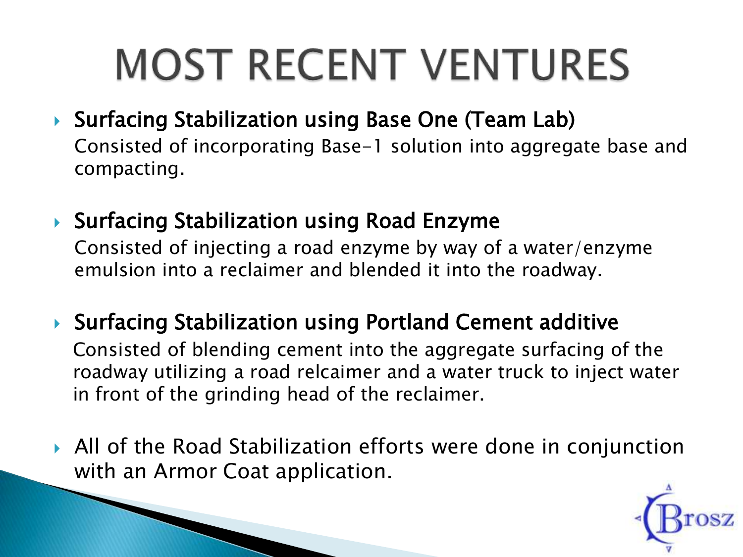# MOST RECENT VENTURES

- **Surfacing Stabilization using Base One (Team Lab)**
  Consisted of incorporating Base-1 solution into aggregate base and compacting.

- **Surfacing Stabilization using Road Enzyme**
  Consisted of injecting a road enzyme by way of a water/enzyme emulsion into a reclaimer and blended it into the roadway.

- **Surfacing Stabilization using Portland Cement additive**
  Consisted of blending cement into the aggregate surfacing of the roadway utilizing a road relcaimer and a water truck to inject water in front of the grinding head of the reclaimer.

- All of the Road Stabilization efforts were done in conjunction with an Armor Coat application.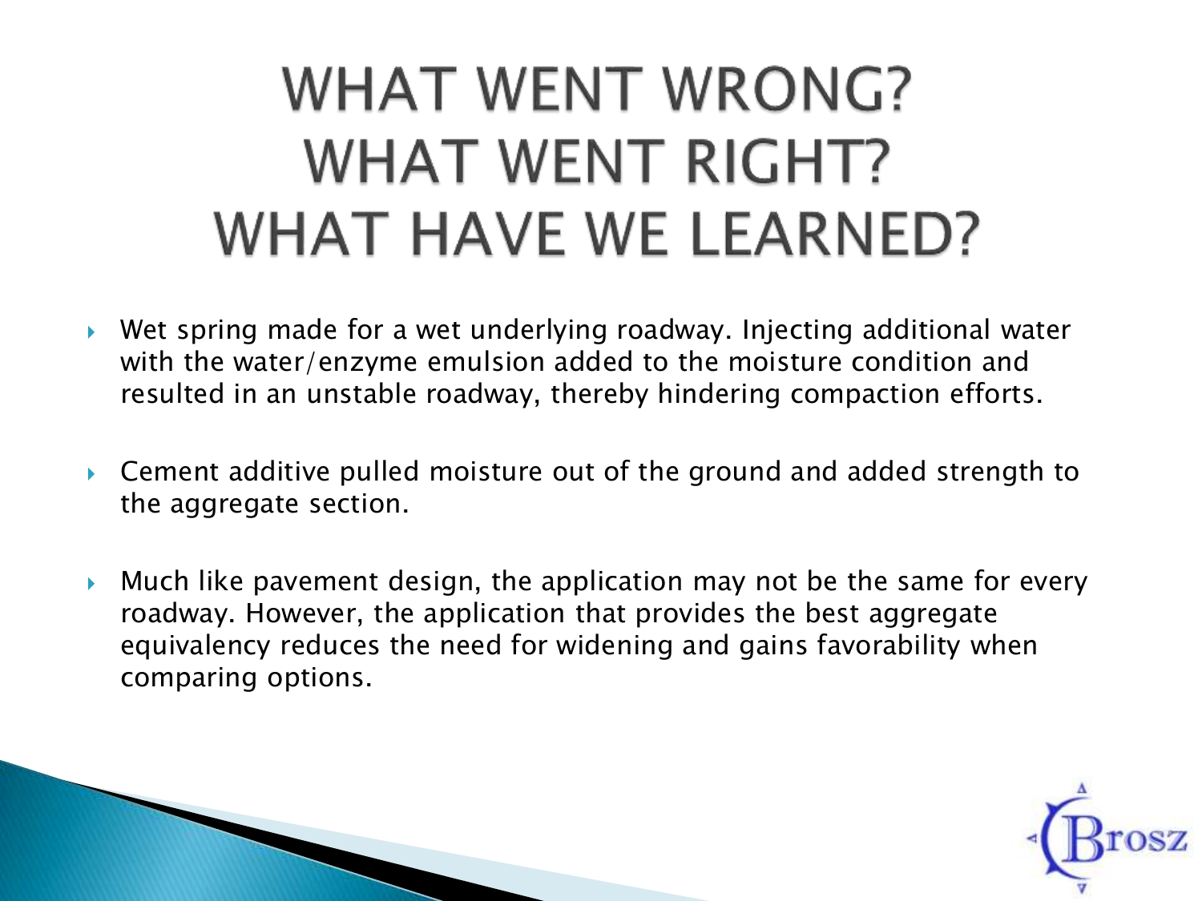# WHAT WENT WRONG? WHAT WENT RIGHT? WHAT HAVE WE LEARNED?

- Wet spring made for a wet underlying roadway. Injecting additional water with the water/enzyme emulsion added to the moisture condition and resulted in an unstable roadway, thereby hindering compaction efforts.
- Cement additive pulled moisture out of the ground and added strength to the aggregate section.
- Much like pavement design, the application may not be the same for every roadway. However, the application that provides the best aggregate equivalency reduces the need for widening and gains favorability when comparing options.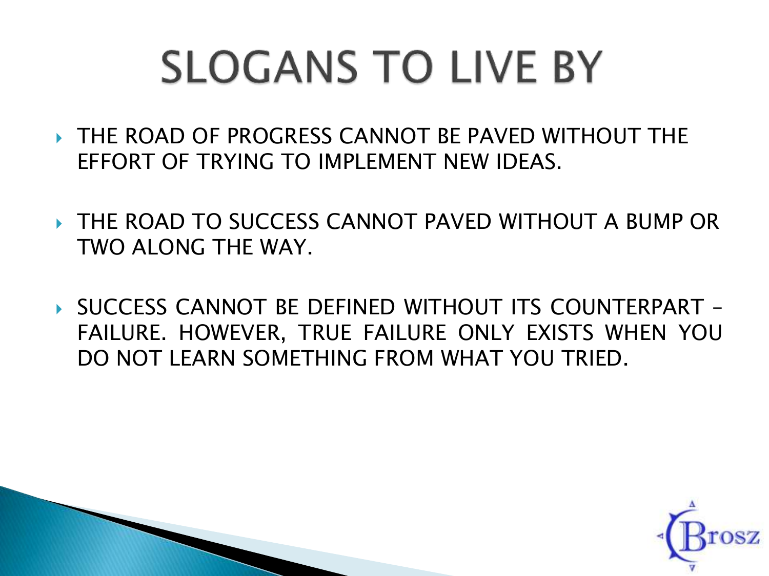# SLOGANS TO LIVE BY

- THE ROAD OF PROGRESS CANNOT BE PAVED WITHOUT THE EFFORT OF TRYING TO IMPLEMENT NEW IDEAS.
- THE ROAD TO SUCCESS CANNOT PAVED WITHOUT A BUMP OR TWO ALONG THE WAY.
- SUCCESS CANNOT BE DEFINED WITHOUT ITS COUNTERPART – FAILURE. HOWEVER, TRUE FAILURE ONLY EXISTS WHEN YOU DO NOT LEARN SOMETHING FROM WHAT YOU TRIED.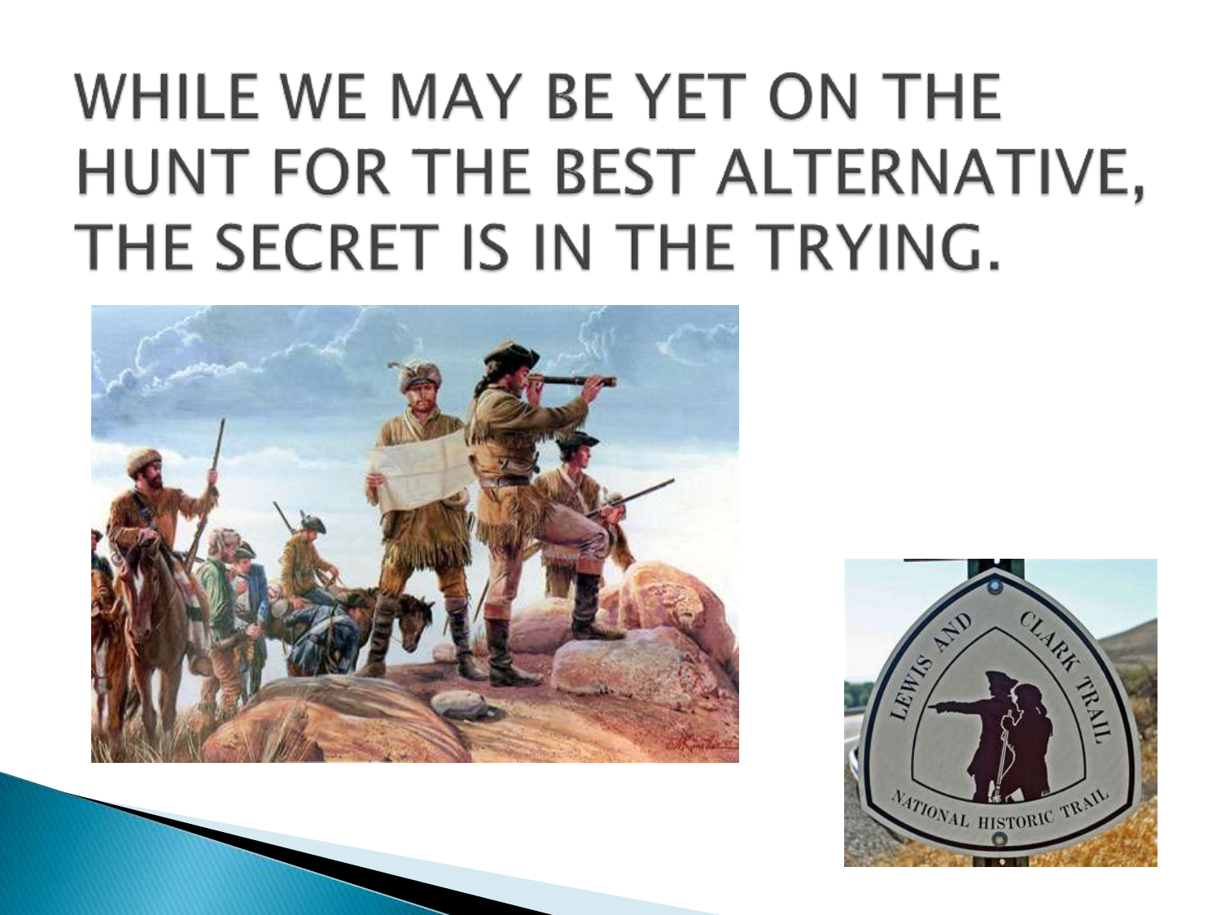# WHILE WE MAY BE YET ON THE HUNT FOR THE BEST ALTERNATIVE, THE SECRET IS IN THE TRYING.